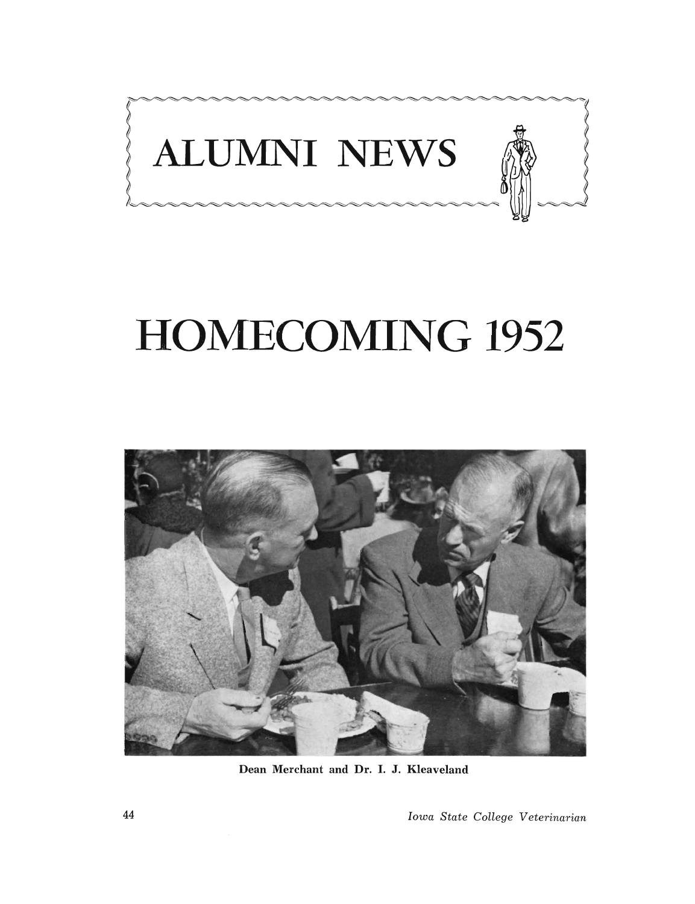# ALUMNI NEWS

# HOMECOMING 1952

Dean Merchant and Dr. I. J. Kleaveland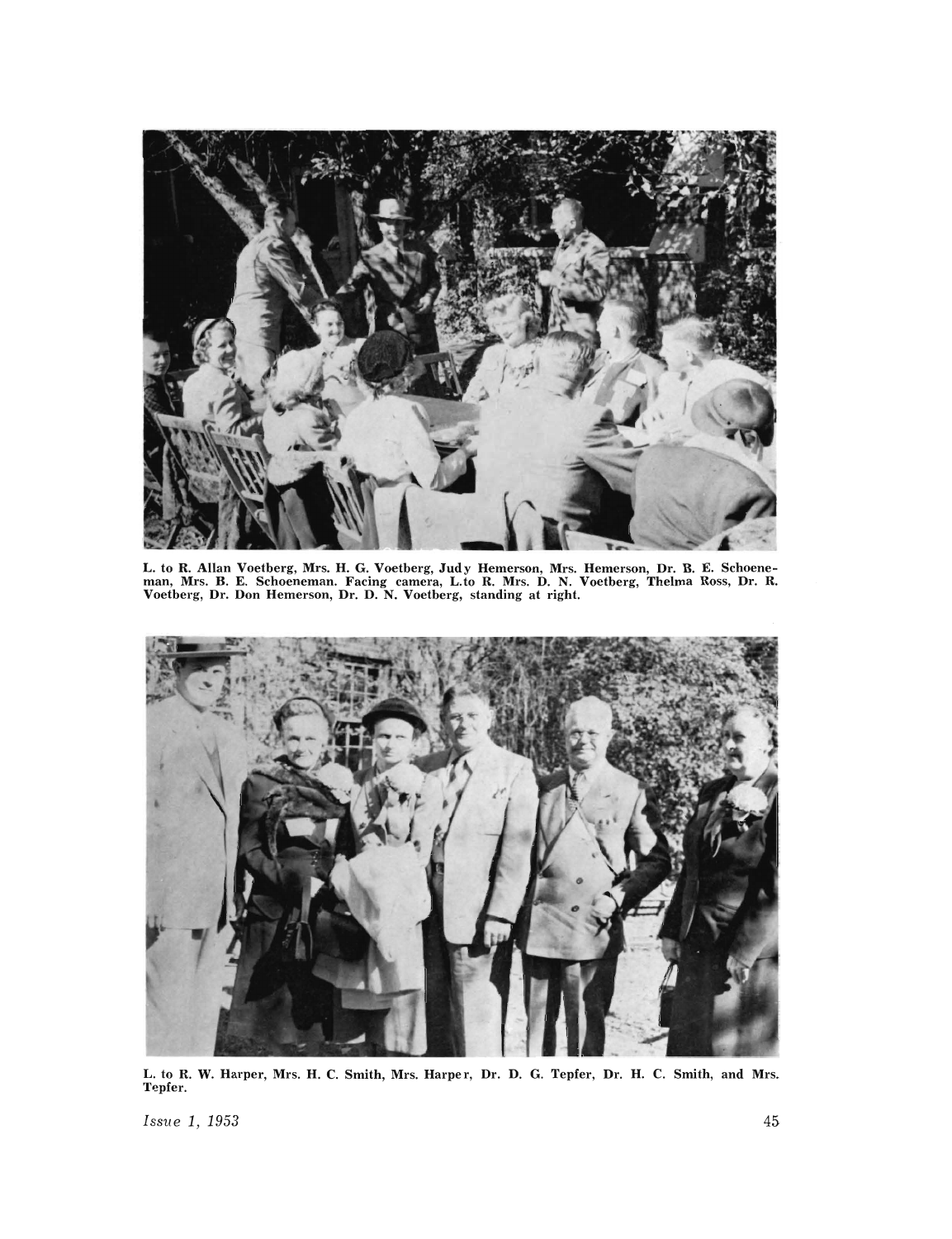L. to R. Allan Voetberg, Mrs. H. G. Voetberg, Judy Hemerson, Mrs. Hemerson, Dr. B. E. Schoeneman, Mrs. B. E. Schoeneman. Facing camera, L. to R. Mrs. D. N. Voetberg, Thelma Ross, Dr. R. Voetberg, Dr. Don Hemerson, Dr. D. N. Voetberg, standing at right.

L. to R. W. Harper, Mrs. H. C. Smith, Mrs. Harper, Dr. D. G. Tepfer, Dr. H. C. Smith, and Mrs. Tepfer.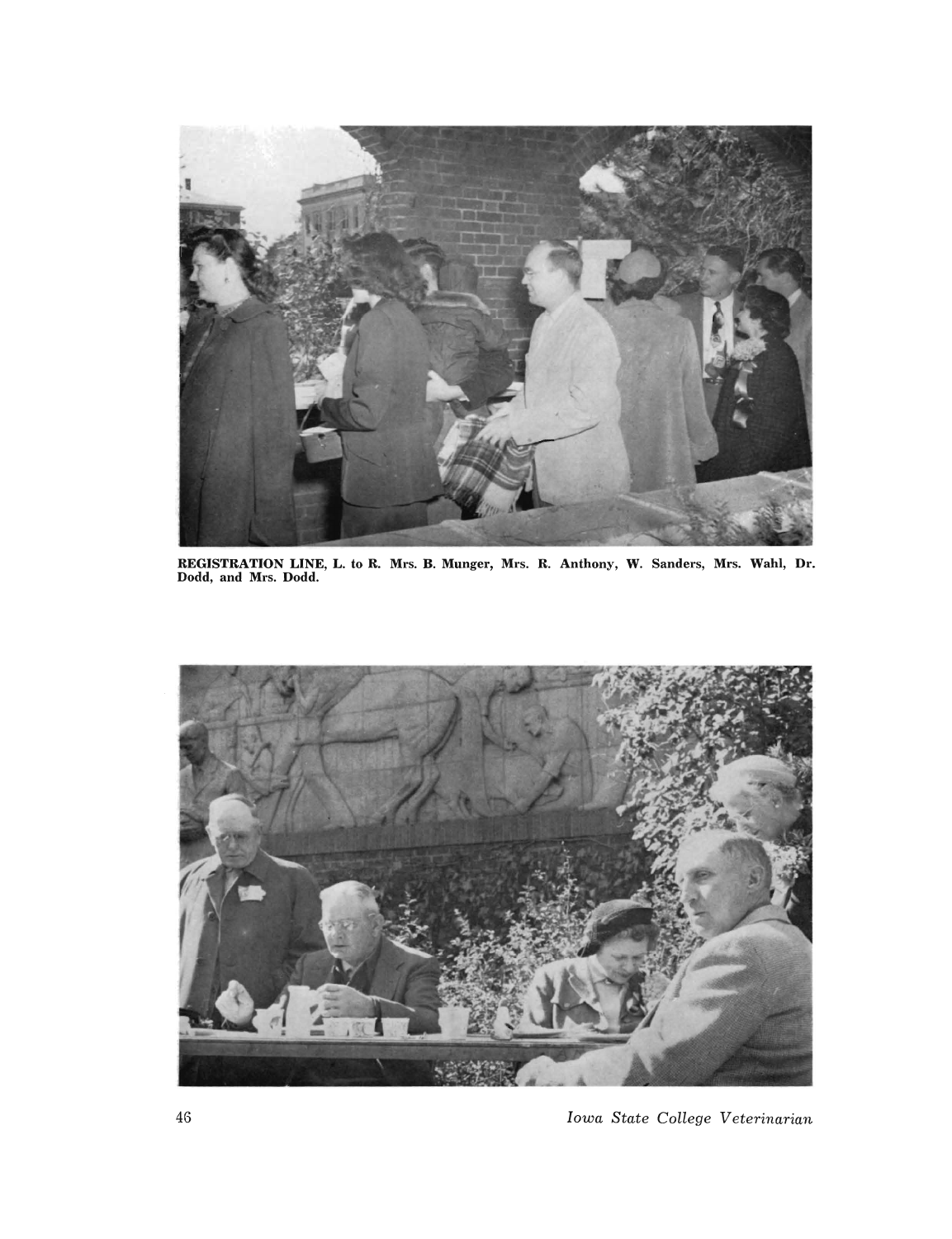**REGISTRATION LINE,** L. to R. Mrs. B. Munger, Mrs. R. Anthony, W. Sanders, Mrs. Wahl, Dr. Dodd, and Mrs. Dodd.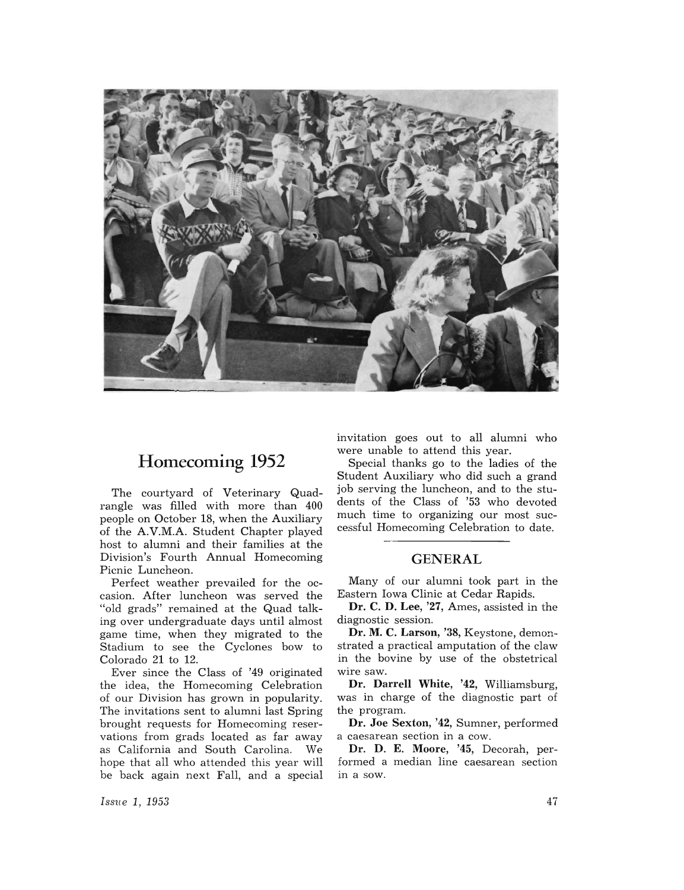## Homecoming 1952

The courtyard of Veterinary Quadrangle was filled with more than 400 people on October 18, when the Auxiliary of the A.V.M.A. Student Chapter played host to alumni and their families at the Division's Fourth Annual Homecoming Picnic Luncheon.

Perfect weather prevailed for the occasion. After luncheon was served the "old grads" remained at the Quad talking over undergraduate days until almost game time, when they migrated to the Stadium to see the Cyclones bow to Colorado 21 to 12.

Ever since the Class of '49 originated the idea, the Homecoming Celebration of our Division has grown in popularity. The invitations sent to alumni last Spring brought requests for Homecoming reservations from grads located as far away as California and South Carolina. We hope that all who attended this year will be back again next Fall, and a special invitation goes out to all alumni who were unable to attend this year.

Special thanks go to the ladies of the Student Auxiliary who did such a grand job serving the luncheon, and to the students of the Class of '53 who devoted much time to organizing our most successful Homecoming Celebration to date.

### GENERAL

Many of our alumni took part in the Eastern Iowa Clinic at Cedar Rapids.

**Dr. C. D. Lee, '27,** Ames, assisted in the diagnostic session.

**Dr. M. C. Larson, '38,** Keystone, demonstrated a practical amputation of the claw in the bovine by use of the obstetrical wire saw.

**Dr. Darrell White, '42,** Williamsburg, was in charge of the diagnostic part of the program.

**Dr. Joe Sexton, '42,** Sumner, performed a caesarean section in a cow.

**Dr. D. E. Moore, '45,** Decorah, performed a median line caesarean section in a sow.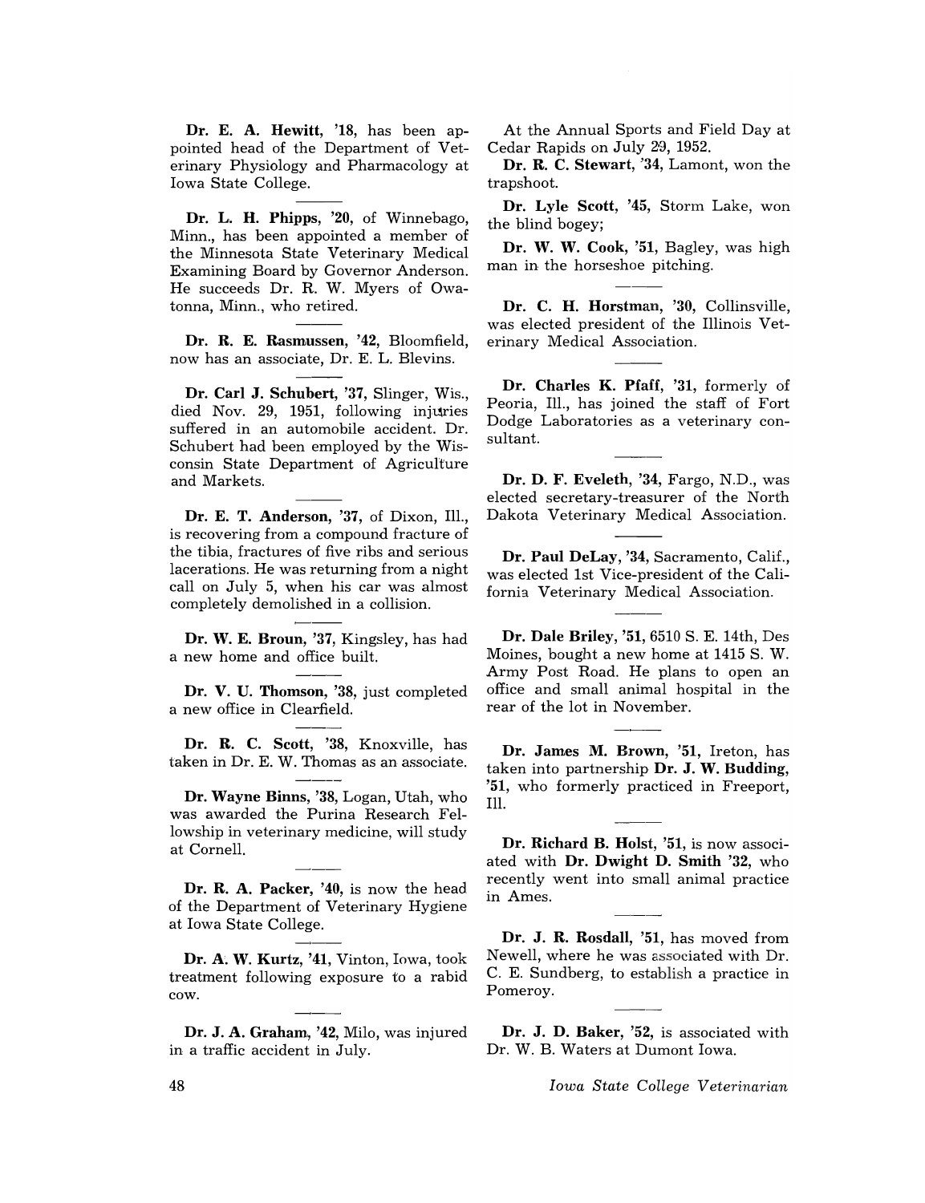**Dr. E. A. Hewitt, '18,** has been appointed head of the Department of Veterinary Physiology and Pharmacology at Iowa State College.

---

**Dr. L. H. Phipps, '20,** of Winnebago, Minn., has been appointed a member of the Minnesota State Veterinary Medical Examining Board by Governor Anderson. He succeeds Dr. R. W. Myers of Owatonna, Minn., who retired.

---

**Dr. R. E. Rasmussen, '42,** Bloomfield, now has an associate, Dr. E. L. Blevins.

---

**Dr. Carl J. Schubert, '37,** Slinger, Wis., died Nov. 29, 1951, following injuries suffered in an automobile accident. Dr. Schubert had been employed by the Wisconsin State Department of Agriculture and Markets.

---

**Dr. E. T. Anderson, '37,** of Dixon, Ill., is recovering from a compound fracture of the tibia, fractures of five ribs and serious lacerations. He was returning from a night call on July 5, when his car was almost completely demolished in a collision.

---

**Dr. W. E. Broun, '37,** Kingsley, has had a new home and office built.

---

**Dr. V. U. Thomson, '38,** just completed a new office in Clearfield.

---

**Dr. R. C. Scott, '38,** Knoxville, has taken in Dr. E. W. Thomas as an associate.

---

**Dr. Wayne Binns, '38,** Logan, Utah, who was awarded the Purina Research Fellowship in veterinary medicine, will study at Cornell.

---

**Dr. R. A. Packer, '40,** is now the head of the Department of Veterinary Hygiene at Iowa State College.

---

**Dr. A. W. Kurtz, '41,** Vinton, Iowa, took treatment following exposure to a rabid cow.

---

**Dr. J. A. Graham, '42,** Milo, was injured in a traffic accident in July.

At the Annual Sports and Field Day at Cedar Rapids on July 29, 1952.

**Dr. R. C. Stewart, '34,** Lamont, won the trapshoot.

**Dr. Lyle Scott, '45,** Storm Lake, won the blind bogey;

**Dr. W. W. Cook, '51,** Bagley, was high man in the horseshoe pitching.

---

**Dr. C. H. Horstman, '30,** Collinsville, was elected president of the Illinois Veterinary Medical Association.

---

**Dr. Charles K. Pfaff, '31,** formerly of Peoria, Ill., has joined the staff of Fort Dodge Laboratories as a veterinary consultant.

---

**Dr. D. F. Eveleth, '34,** Fargo, N.D., was elected secretary-treasurer of the North Dakota Veterinary Medical Association.

---

**Dr. Paul DeLay, '34,** Sacramento, Calif., was elected 1st Vice-president of the California Veterinary Medical Association.

---

**Dr. Dale Briley, '51,** 6510 S. E. 14th, Des Moines, bought a new home at 1415 S. W. Army Post Road. He plans to open an office and small animal hospital in the rear of the lot in November.

---

**Dr. James M. Brown, '51,** Ireton, has taken into partnership **Dr. J. W. Budding, '51,** who formerly practiced in Freeport, Ill.

---

**Dr. Richard B. Holst, '51,** is now associated with **Dr. Dwight D. Smith '32,** who recently went into small animal practice in Ames.

---

**Dr. J. R. Rosdall, '51,** has moved from Newell, where he was associated with Dr. C. E. Sundberg, to establish a practice in Pomeroy.

---

**Dr. J. D. Baker, '52,** is associated with Dr. W. B. Waters at Dumont Iowa.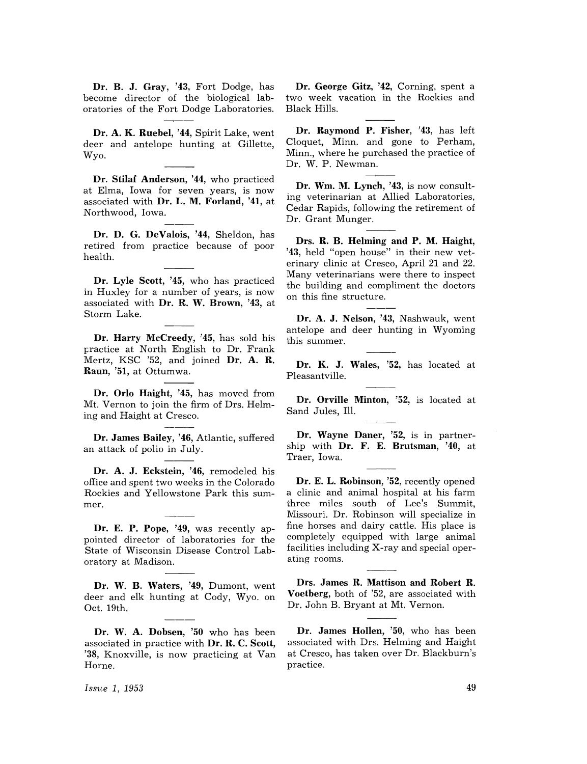**Dr. B. J. Gray, '43**, Fort Dodge, has become director of the biological laboratories of the Fort Dodge Laboratories.

---

**Dr. A. K. Ruebel, '44**, Spirit Lake, went deer and antelope hunting at Gillette, Wyo.

---

**Dr. Stilaf Anderson, '44**, who practiced at Elma, Iowa for seven years, is now associated with **Dr. L. M. Forland, '41**, at Northwood, Iowa.

---

**Dr. D. G. DeValois, '44**, Sheldon, has retired from practice because of poor health.

---

**Dr. Lyle Scott, '45**, who has practiced in Huxley for a number of years, is now associated with **Dr. R. W. Brown, '43**, at Storm Lake.

---

**Dr. Harry McCreedy, '45**, has sold his practice at North English to Dr. Frank Mertz, KSC '52, and joined **Dr. A. R. Raun, '51**, at Ottumwa.

---

**Dr. Orlo Haight, '45**, has moved from Mt. Vernon to join the firm of Drs. Helming and Haight at Cresco.

---

**Dr. James Bailey, '46**, Atlantic, suffered an attack of polio in July.

---

**Dr. A. J. Eckstein, '46**, remodeled his office and spent two weeks in the Colorado Rockies and Yellowstone Park this summer.

---

**Dr. E. P. Pope, '49**, was recently appointed director of laboratories for the State of Wisconsin Disease Control Laboratory at Madison.

---

**Dr. W. B. Waters, '49**, Dumont, went deer and elk hunting at Cody, Wyo. on Oct. 19th.

---

**Dr. W. A. Dobsen, '50** who has been associated in practice with **Dr. R. C. Scott, '38**, Knoxville, is now practicing at Van Horne.

---

**Dr. George Gitz, '42**, Corning, spent a two week vacation in the Rockies and Black Hills.

---

**Dr. Raymond P. Fisher, '43**, has left Cloquet, Minn. and gone to Perham, Minn., where he purchased the practice of Dr. W. P. Newman.

---

**Dr. Wm. M. Lynch, '43**, is now consulting veterinarian at Allied Laboratories, Cedar Rapids, following the retirement of Dr. Grant Munger.

---

**Drs. R. B. Helming and P. M. Haight, '43**, held "open house" in their new veterinary clinic at Cresco, April 21 and 22. Many veterinarians were there to inspect the building and compliment the doctors on this fine structure.

---

**Dr. A. J. Nelson, '43**, Nashwauk, went antelope and deer hunting in Wyoming this summer.

---

**Dr. K. J. Wales, '52**, has located at Pleasantville.

---

**Dr. Orville Minton, '52**, is located at Sand Jules, Ill.

---

**Dr. Wayne Daner, '52**, is in partnership with **Dr. F. E. Brutsman, '40**, at Traer, Iowa.

---

**Dr. E. L. Robinson, '52**, recently opened a clinic and animal hospital at his farm three miles south of Lee's Summit, Missouri. Dr. Robinson will specialize in fine horses and dairy cattle. His place is completely equipped with large animal facilities including X-ray and special operating rooms.

---

**Drs. James R. Mattison and Robert R. Voetberg**, both of '52, are associated with Dr. John B. Bryant at Mt. Vernon.

---

**Dr. James Hollen, '50**, who has been associated with Drs. Helming and Haight at Cresco, has taken over Dr. Blackburn's practice.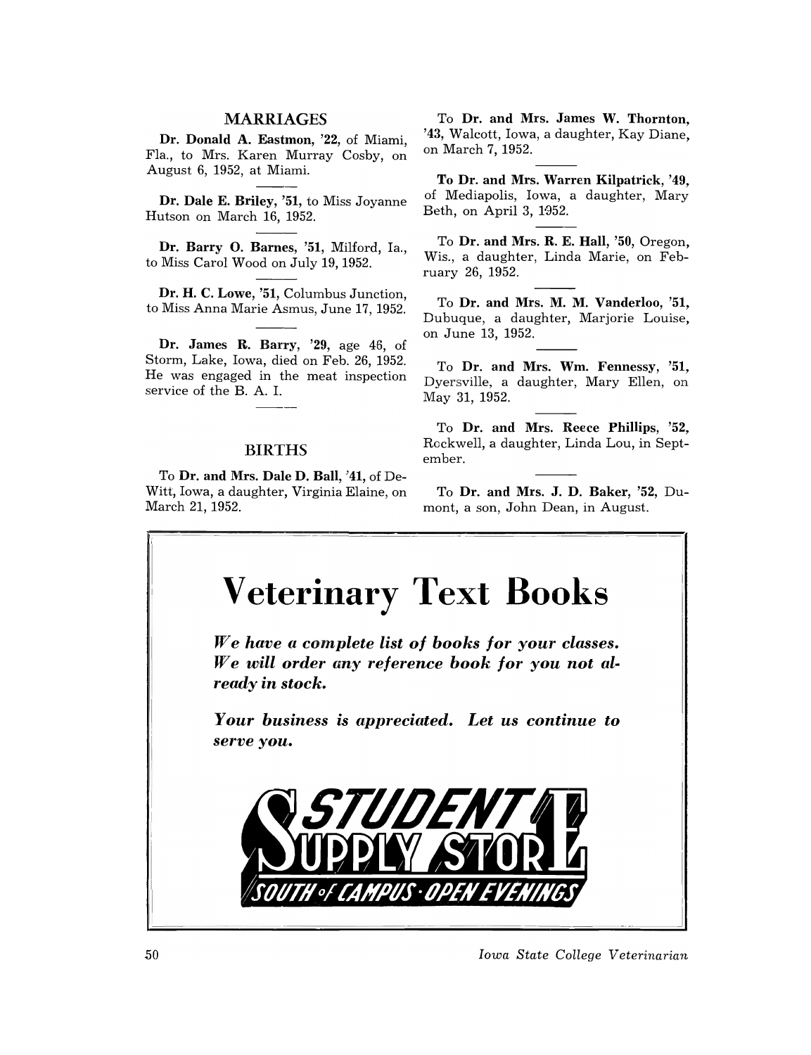## MARRIAGES

**Dr. Donald A. Eastmon, '22,** of Miami, Fla., to Mrs. Karen Murray Cosby, on August 6, 1952, at Miami.

**Dr. Dale E. Briley, '51,** to Miss Joyanne Hutson on March 16, 1952.

**Dr. Barry O. Barnes, '51,** Milford, Ia., to Miss Carol Wood on July 19, 1952.

**Dr. H. C. Lowe, '51,** Columbus Junction, to Miss Anna Marie Asmus, June 17, 1952.

**Dr. James R. Barry, '29,** age 46, of Storm, Lake, Iowa, died on Feb. 26, 1952. He was engaged in the meat inspection service of the B. A. I.

## BIRTHS

To **Dr. and Mrs. Dale D. Ball, '41,** of De-Witt, Iowa, a daughter, Virginia Elaine, on March 21, 1952.

To **Dr. and Mrs. James W. Thornton, '43,** Walcott, Iowa, a daughter, Kay Diane, on March 7, 1952.

**To Dr. and Mrs. Warren Kilpatrick, '49,** of Mediapolis, Iowa, a daughter, Mary Beth, on April 3, 1952.

To **Dr. and Mrs. R. E. Hall, '50,** Oregon, Wis., a daughter, Linda Marie, on February 26, 1952.

To **Dr. and Mrs. M. M. Vanderloo, '51,** Dubuque, a daughter, Marjorie Louise, on June 13, 1952.

To **Dr. and Mrs. Wm. Fennessy, '51,** Dyersville, a daughter, Mary Ellen, on May 31, 1952.

To **Dr. and Mrs. Reece Phillips, '52,** Rockwell, a daughter, Linda Lou, in September.

To **Dr. and Mrs. J. D. Baker, '52,** Dumont, a son, John Dean, in August.

# Veterinary Text Books

***We have a complete list of books for your classes. We will order any reference book for you not already in stock.***

***Your business is appreciated. Let us continue to serve you.***

**STUDENT SUPPLY STORE**

SOUTH of CAMPUS · OPEN EVENINGS